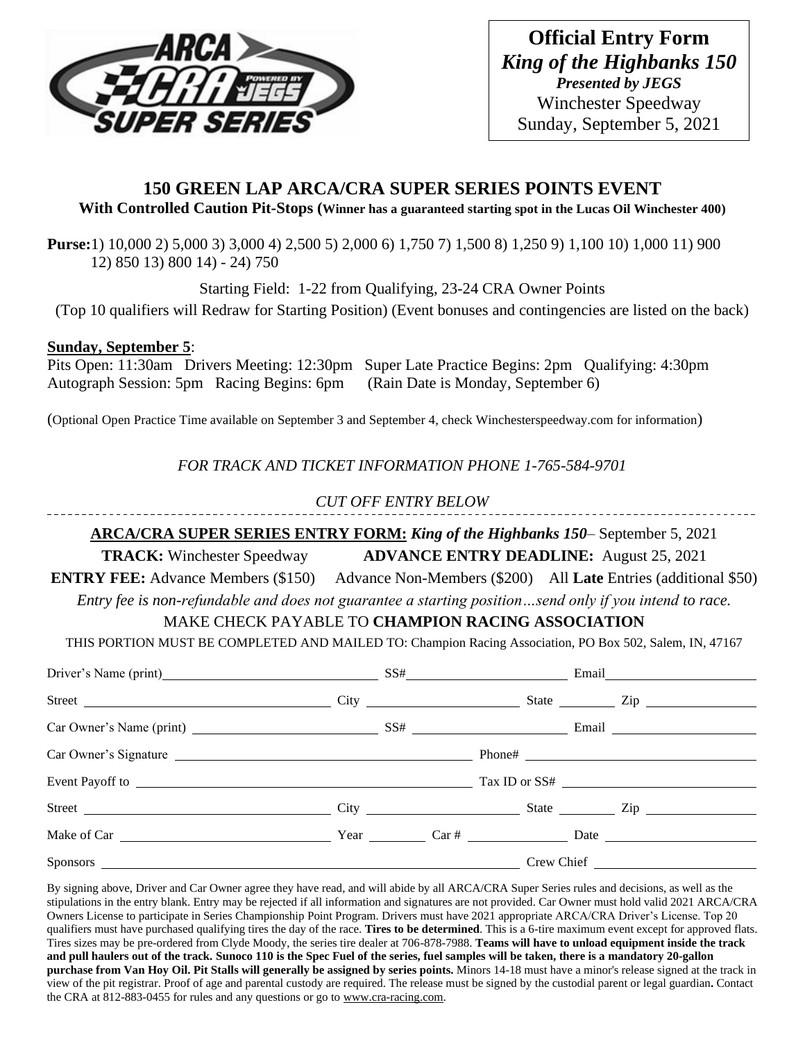**Official Entry Form**
***King of the Highbanks 150***
***Presented by JEGS***
Winchester Speedway
Sunday, September 5, 2021

## 150 GREEN LAP ARCA/CRA SUPER SERIES POINTS EVENT

**With Controlled Caution Pit-Stops (Winner has a guaranteed starting spot in the Lucas Oil Winchester 400)**

**Purse:** 1) 10,000 2) 5,000 3) 3,000 4) 2,500 5) 2,000 6) 1,750 7) 1,500 8) 1,250 9) 1,100 10) 1,000 11) 900 12) 850 13) 800 14) - 24) 750

Starting Field: 1-22 from Qualifying, 23-24 CRA Owner Points

(Top 10 qualifiers will Redraw for Starting Position) (Event bonuses and contingencies are listed on the back)

**Sunday, September 5**:

Pits Open: 11:30am Drivers Meeting: 12:30pm Super Late Practice Begins: 2pm Qualifying: 4:30pm
Autograph Session: 5pm Racing Begins: 6pm (Rain Date is Monday, September 6)

(Optional Open Practice Time available on September 3 and September 4, check Winchesterspeedway.com for information)

*FOR TRACK AND TICKET INFORMATION PHONE 1-765-584-9701*

*CUT OFF ENTRY BELOW*

---

**ARCA/CRA SUPER SERIES ENTRY FORM:** ***King of the Highbanks 150*** – September 5, 2021

**TRACK:** Winchester Speedway **ADVANCE ENTRY DEADLINE:** August 25, 2021

**ENTRY FEE:** Advance Members ($150) Advance Non-Members ($200) All **Late** Entries (additional $50)

*Entry fee is non-refundable and does not guarantee a starting position…send only if you intend to race.*

MAKE CHECK PAYABLE TO **CHAMPION RACING ASSOCIATION**

THIS PORTION MUST BE COMPLETED AND MAILED TO: Champion Racing Association, PO Box 502, Salem, IN, 47167

Driver's Name (print)\_\_\_\_\_\_\_\_\_\_ SS#\_\_\_\_\_\_\_\_\_\_ Email\_\_\_\_\_\_\_\_\_\_

Street \_\_\_\_\_\_\_\_\_\_ City \_\_\_\_\_\_\_\_\_\_ State \_\_\_\_\_ Zip \_\_\_\_\_\_\_\_\_\_

Car Owner's Name (print) \_\_\_\_\_\_\_\_\_\_ SS# \_\_\_\_\_\_\_\_\_\_ Email \_\_\_\_\_\_\_\_\_\_

Car Owner's Signature \_\_\_\_\_\_\_\_\_\_ Phone# \_\_\_\_\_\_\_\_\_\_

Event Payoff to \_\_\_\_\_\_\_\_\_\_ Tax ID or SS# \_\_\_\_\_\_\_\_\_\_

Street \_\_\_\_\_\_\_\_\_\_ City \_\_\_\_\_\_\_\_\_\_ State \_\_\_\_\_ Zip \_\_\_\_\_\_\_\_\_\_

Make of Car \_\_\_\_\_\_\_\_\_\_ Year \_\_\_\_\_ Car # \_\_\_\_\_\_\_\_\_\_ Date \_\_\_\_\_\_\_\_\_\_

Sponsors \_\_\_\_\_\_\_\_\_\_ Crew Chief \_\_\_\_\_\_\_\_\_\_

By signing above, Driver and Car Owner agree they have read, and will abide by all ARCA/CRA Super Series rules and decisions, as well as the stipulations in the entry blank. Entry may be rejected if all information and signatures are not provided. Car Owner must hold valid 2021 ARCA/CRA Owners License to participate in Series Championship Point Program. Drivers must have 2021 appropriate ARCA/CRA Driver's License. Top 20 qualifiers must have purchased qualifying tires the day of the race. **Tires to be determined**. This is a 6-tire maximum event except for approved flats. Tires sizes may be pre-ordered from Clyde Moody, the series tire dealer at 706-878-7988. **Teams will have to unload equipment inside the track and pull haulers out of the track. Sunoco 110 is the Spec Fuel of the series, fuel samples will be taken, there is a mandatory 20-gallon purchase from Van Hoy Oil. Pit Stalls will generally be assigned by series points.** Minors 14-18 must have a minor's release signed at the track in view of the pit registrar. Proof of age and parental custody are required. The release must be signed by the custodial parent or legal guardian**.** Contact the CRA at 812-883-0455 for rules and any questions or go to www.cra-racing.com.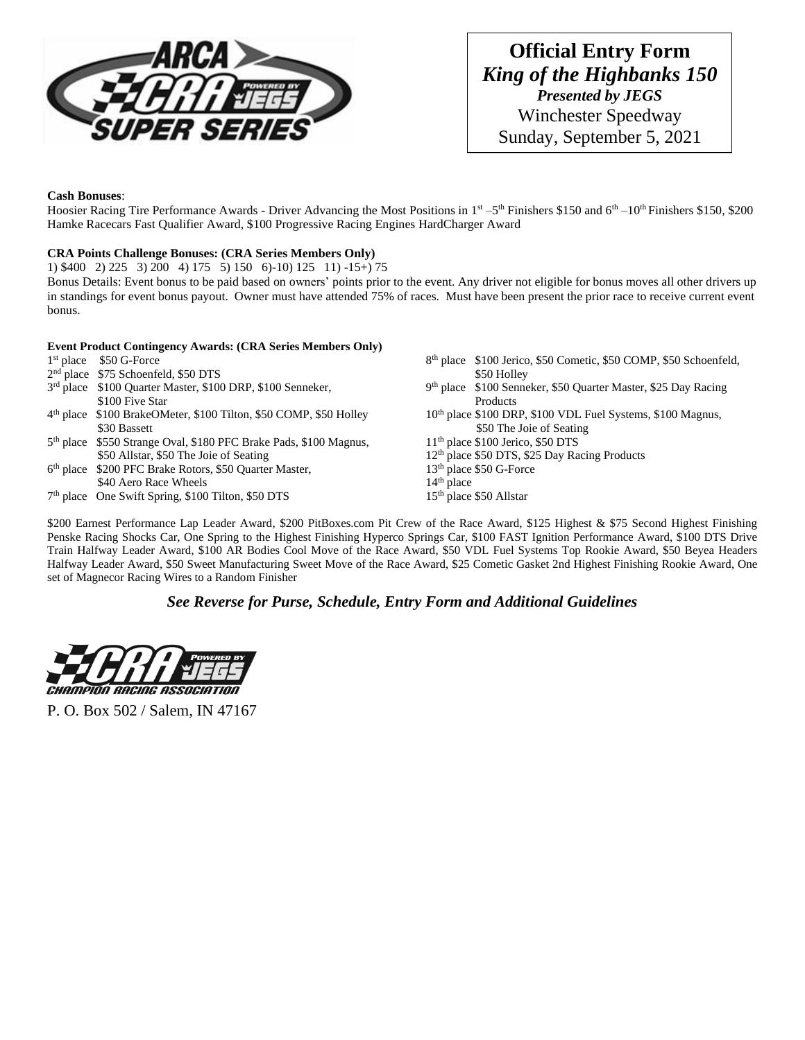# Official Entry Form
## *King of the Highbanks 150*
***Presented by JEGS***

Winchester Speedway
Sunday, September 5, 2021

**Cash Bonuses**:
Hoosier Racing Tire Performance Awards - Driver Advancing the Most Positions in 1st –5th Finishers $150 and 6th –10th Finishers $150, $200 Hamke Racecars Fast Qualifier Award, $100 Progressive Racing Engines HardCharger Award

**CRA Points Challenge Bonuses: (CRA Series Members Only)**
1) $400 2) 225 3) 200 4) 175 5) 150 6)-10) 125 11) -15+) 75
Bonus Details: Event bonus to be paid based on owners' points prior to the event. Any driver not eligible for bonus moves all other drivers up in standings for event bonus payout. Owner must have attended 75% of races. Must have been present the prior race to receive current event bonus.

**Event Product Contingency Awards: (CRA Series Members Only)**
1st place $50 G-Force
2nd place $75 Schoenfeld, $50 DTS
3rd place $100 Quarter Master, $100 DRP, $100 Senneker, $100 Five Star
4th place $100 BrakeOMeter, $100 Tilton, $50 COMP, $50 Holley $30 Bassett
5th place $550 Strange Oval, $180 PFC Brake Pads, $100 Magnus, $50 Allstar, $50 The Joie of Seating
6th place $200 PFC Brake Rotors, $50 Quarter Master, $40 Aero Race Wheels
7th place One Swift Spring, $100 Tilton, $50 DTS
8th place $100 Jerico, $50 Cometic, $50 COMP, $50 Schoenfeld, $50 Holley
9th place $100 Senneker, $50 Quarter Master, $25 Day Racing Products
10th place $100 DRP, $100 VDL Fuel Systems, $100 Magnus, $50 The Joie of Seating
11th place $100 Jerico, $50 DTS
12th place $50 DTS, $25 Day Racing Products
13th place $50 G-Force
14th place
15th place $50 Allstar

$200 Earnest Performance Lap Leader Award, $200 PitBoxes.com Pit Crew of the Race Award, $125 Highest & $75 Second Highest Finishing Penske Racing Shocks Car, One Spring to the Highest Finishing Hyperco Springs Car, $100 FAST Ignition Performance Award, $100 DTS Drive Train Halfway Leader Award, $100 AR Bodies Cool Move of the Race Award, $50 VDL Fuel Systems Top Rookie Award, $50 Beyea Headers Halfway Leader Award, $50 Sweet Manufacturing Sweet Move of the Race Award, $25 Cometic Gasket 2nd Highest Finishing Rookie Award, One set of Magnecor Racing Wires to a Random Finisher

***See Reverse for Purse, Schedule, Entry Form and Additional Guidelines***

P. O. Box 502 / Salem, IN 47167